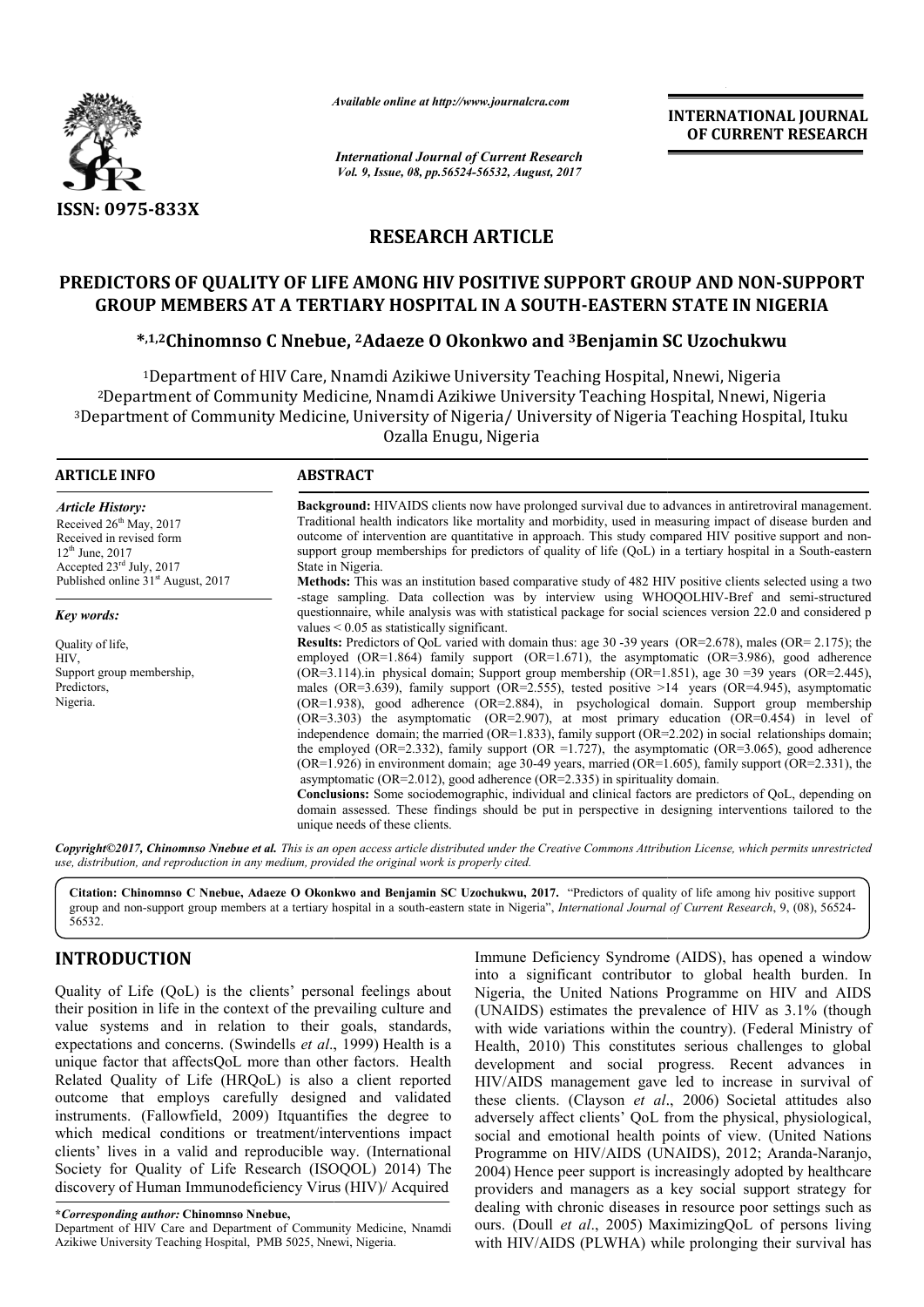# RESEARCH ARTICLE

## PREDICTORS OF QUALITY OF LIFE AMONG HIV POSITIVE SUPPORT GROUP AND NON-SUPPORT GROUP MEMBERS AT A TERTIARY HOSPITAL IN A SOUTH-EASTERN STATE IN NIGERIA

**\*,1,2Chinomnso C Nnebue, 2Adaeze O Okonkwo and 3Benjamin SC Uzochukwu**

[1]Department of HIV Care, Nnamdi Azikiwe University Teaching Hospital, Nnewi, Nigeria
[2]Department of Community Medicine, Nnamdi Azikiwe University Teaching Hospital, Nnewi, Nigeria
[3]Department of Community Medicine, University of Nigeria/ University of Nigeria Teaching Hospital, Ituku Ozalla Enugu, Nigeria

### ARTICLE INFO

***Article History:***

Received 26th May, 2017
Received in revised form
12th June, 2017
Accepted 23rd July, 2017
Published online 31st August, 2017

***Key words:***

Quality of life,
HIV,
Support group membership,
Predictors,
Nigeria.

### ABSTRACT

**Background:** HIVAIDS clients now have prolonged survival due to advances in antiretroviral management. Traditional health indicators like mortality and morbidity, used in measuring impact of disease burden and outcome of intervention are quantitative in approach. This study compared HIV positive support and non-support group memberships for predictors of quality of life (QoL) in a tertiary hospital in a South-eastern State in Nigeria.

**Methods:** This was an institution based comparative study of 482 HIV positive clients selected using a two -stage sampling. Data collection was by interview using WHOQOLHIV-Bref and semi-structured questionnaire, while analysis was with statistical package for social sciences version 22.0 and considered p values < 0.05 as statistically significant.

**Results:** Predictors of QoL varied with domain thus: age 30 -39 years (OR=2.678), males (OR= 2.175); the employed (OR=1.864) family support (OR=1.671), the asymptomatic (OR=3.986), good adherence (OR=3.114).in physical domain; Support group membership (OR=1.851), age 30 =39 years (OR=2.445), males (OR=3.639), family support (OR=2.555), tested positive >14 years (OR=4.945), asymptomatic (OR=1.938), good adherence (OR=2.884), in psychological domain. Support group membership (OR=3.303) the asymptomatic (OR=2.907), at most primary education (OR=0.454) in level of independence domain; the married (OR=1.833), family support (OR=2.202) in social relationships domain; the employed (OR=2.332), family support (OR =1.727), the asymptomatic (OR=3.065), good adherence (OR=1.926) in environment domain; age 30-49 years, married (OR=1.605), family support (OR=2.331), the asymptomatic (OR=2.012), good adherence (OR=2.335) in spirituality domain.

**Conclusions:** Some sociodemographic, individual and clinical factors are predictors of QoL, depending on domain assessed. These findings should be put in perspective in designing interventions tailored to the unique needs of these clients.

***Copyright©2017, Chinomnso Nnebue et al.*** *This is an open access article distributed under the Creative Commons Attribution License, which permits unrestricted use, distribution, and reproduction in any medium, provided the original work is properly cited.*

**Citation: Chinomnso C Nnebue, Adaeze O Okonkwo and Benjamin SC Uzochukwu, 2017.** "Predictors of quality of life among hiv positive support group and non-support group members at a tertiary hospital in a south-eastern state in Nigeria", *International Journal of Current Research*, 9, (08), 56524-56532.

## INTRODUCTION

Quality of Life (QoL) is the clients' personal feelings about their position in life in the context of the prevailing culture and value systems and in relation to their goals, standards, expectations and concerns. (Swindells *et al*., 1999) Health is a unique factor that affectsQoL more than other factors. Health Related Quality of Life (HRQoL) is also a client reported outcome that employs carefully designed and validated instruments. (Fallowfield, 2009) Itquantifies the degree to which medical conditions or treatment/interventions impact clients' lives in a valid and reproducible way. (International Society for Quality of Life Research (ISOQOL) 2014) The discovery of Human Immunodeficiency Virus (HIV)/ Acquired Immune Deficiency Syndrome (AIDS), has opened a window into a significant contributor to global health burden. In Nigeria, the United Nations Programme on HIV and AIDS (UNAIDS) estimates the prevalence of HIV as 3.1% (though with wide variations within the country). (Federal Ministry of Health, 2010) This constitutes serious challenges to global development and social progress. Recent advances in HIV/AIDS management gave led to increase in survival of these clients. (Clayson *et al*., 2006) Societal attitudes also adversely affect clients' QoL from the physical, physiological, social and emotional health points of view. (United Nations Programme on HIV/AIDS (UNAIDS), 2012; Aranda-Naranjo, 2004) Hence peer support is increasingly adopted by healthcare providers and managers as a key social support strategy for dealing with chronic diseases in resource poor settings such as ours. (Doull *et al*., 2005) MaximizingQoL of persons living with HIV/AIDS (PLWHA) while prolonging their survival has

**\*Corresponding author: Chinomnso Nnebue,**
Department of HIV Care and Department of Community Medicine, Nnamdi Azikiwe University Teaching Hospital, PMB 5025, Nnewi, Nigeria.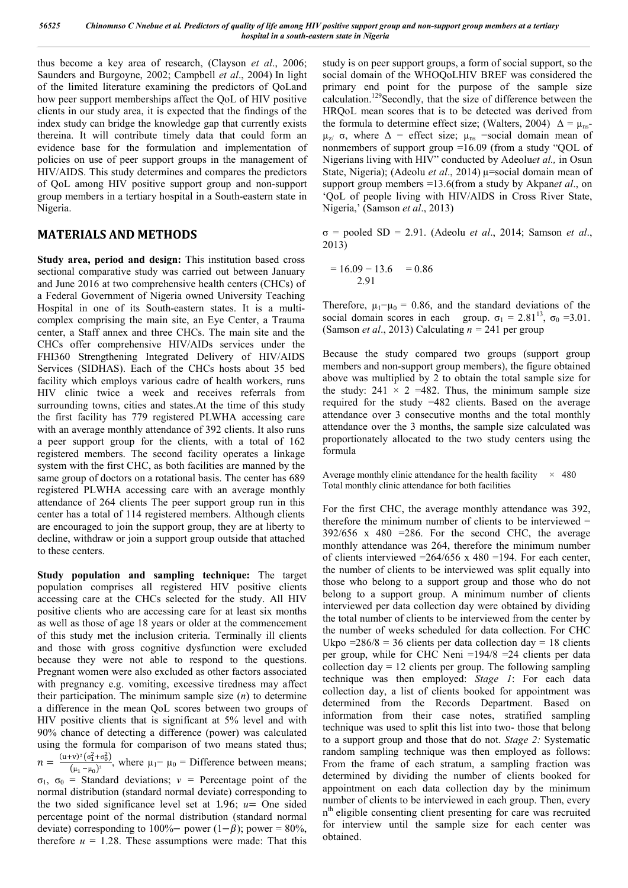thus become a key area of research, (Clayson *et al*., 2006; Saunders and Burgoyne, 2002; Campbell *et al*., 2004) In light of the limited literature examining the predictors of QoLand how peer support memberships affect the QoL of HIV positive clients in our study area, it is expected that the findings of the index study can bridge the knowledge gap that currently exists thereina. It will contribute timely data that could form an evidence base for the formulation and implementation of policies on use of peer support groups in the management of HIV/AIDS. This study determines and compares the predictors of QoL among HIV positive support group and non-support group members in a tertiary hospital in a South-eastern state in Nigeria.

## MATERIALS AND METHODS

**Study area, period and design:** This institution based cross sectional comparative study was carried out between January and June 2016 at two comprehensive health centers (CHCs) of a Federal Government of Nigeria owned University Teaching Hospital in one of its South-eastern states. It is a multi-complex comprising the main site, an Eye Center, a Trauma center, a Staff annex and three CHCs. The main site and the CHCs offer comprehensive HIV/AIDs services under the FHI360 Strengthening Integrated Delivery of HIV/AIDS Services (SIDHAS). Each of the CHCs hosts about 35 bed facility which employs various cadre of health workers, runs HIV clinic twice a week and receives referrals from surrounding towns, cities and states.At the time of this study the first facility has 779 registered PLWHA accessing care with an average monthly attendance of 392 clients. It also runs a peer support group for the clients, with a total of 162 registered members. The second facility operates a linkage system with the first CHC, as both facilities are manned by the same group of doctors on a rotational basis. The center has 689 registered PLWHA accessing care with an average monthly attendance of 264 clients The peer support group run in this center has a total of 114 registered members. Although clients are encouraged to join the support group, they are at liberty to decline, withdraw or join a support group outside that attached to these centers.

**Study population and sampling technique:** The target population comprises all registered HIV positive clients accessing care at the CHCs selected for the study. All HIV positive clients who are accessing care for at least six months as well as those of age 18 years or older at the commencement of this study met the inclusion criteria. Terminally ill clients and those with gross cognitive dysfunction were excluded because they were not able to respond to the questions. Pregnant women were also excluded as other factors associated with pregnancy e.g. vomiting, excessive tiredness may affect their participation. The minimum sample size ($n$) to determine a difference in the mean QoL scores between two groups of HIV positive clients that is significant at 5% level and with 90% chance of detecting a difference (power) was calculated using the formula for comparison of two means stated thus; $n = \frac{(u+v)^2(\sigma_1^2+\sigma_0^2)}{(\mu_1-\mu_0)^2}$, where $\mu_1-\mu_0$ = Difference between means; $\sigma_1$, $\sigma_0$ = Standard deviations; $v$ = Percentage point of the normal distribution (standard normal deviate) corresponding to the two sided significance level set at 1.96; $u$= One sided percentage point of the normal distribution (standard normal deviate) corresponding to 100%− power $(1-\beta)$; power = 80%, therefore $u$ = 1.28. These assumptions were made: That this study is on peer support groups, a form of social support, so the social domain of the WHOQoLHIV BREF was considered the primary end point for the purpose of the sample size calculation.[129]Secondly, that the size of difference between the HRQoL mean scores that is to be detected was derived from the formula to determine effect size; (Walters, 2004) $\Delta = \mu_{ns}-\mu_{z}/\sigma$, where $\Delta$ = effect size; $\mu_{ns}$ =social domain mean of nonmembers of support group =16.09 (from a study "QOL of Nigerians living with HIV" conducted by Adeolu*et al.,* in Osun State, Nigeria); (Adeolu *et al*., 2014) $\mu$=social domain mean of support group members =13.6(from a study by Akpan*et al*., on 'QoL of people living with HIV/AIDS in Cross River State, Nigeria,' (Samson *et al*., 2013)

$\sigma$ = pooled SD = 2.91. (Adeolu *et al*., 2014; Samson *et al*., 2013)

$$= \frac{16.09 - 13.6}{2.91} = 0.86$$

Therefore, $\mu_1-\mu_0$ = 0.86, and the standard deviations of the social domain scores in each group. $\sigma_1$ = 2.81[13], $\sigma_0$ =3.01. (Samson *et al*., 2013) Calculating $n$ = 241 per group

Because the study compared two groups (support group members and non-support group members), the figure obtained above was multiplied by 2 to obtain the total sample size for the study: 241 × 2 =482. Thus, the minimum sample size required for the study =482 clients. Based on the average attendance over 3 consecutive months and the total monthly attendance over the 3 months, the sample size calculated was proportionately allocated to the two study centers using the formula

$$\frac{\text{Average monthly clinic attendance for the health facility}}{\text{Total monthly clinic attendance for both facilities}} \times 480$$

For the first CHC, the average monthly attendance was 392, therefore the minimum number of clients to be interviewed = 392/656 x 480 =286. For the second CHC, the average monthly attendance was 264, therefore the minimum number of clients interviewed =264/656 x 480 =194. For each center, the number of clients to be interviewed was split equally into those who belong to a support group and those who do not belong to a support group. A minimum number of clients interviewed per data collection day were obtained by dividing the total number of clients to be interviewed from the center by the number of weeks scheduled for data collection. For CHC Ukpo =286/8 = 36 clients per data collection day = 18 clients per group, while for CHC Neni =194/8 =24 clients per data collection day = 12 clients per group. The following sampling technique was then employed: *Stage 1*: For each data collection day, a list of clients booked for appointment was determined from the Records Department. Based on information from their case notes, stratified sampling technique was used to split this list into two- those that belong to a support group and those that do not. *Stage 2:* Systematic random sampling technique was then employed as follows: From the frame of each stratum, a sampling fraction was determined by dividing the number of clients booked for appointment on each data collection day by the minimum number of clients to be interviewed in each group. Then, every n[th] eligible consenting client presenting for care was recruited for interview until the sample size for each center was obtained.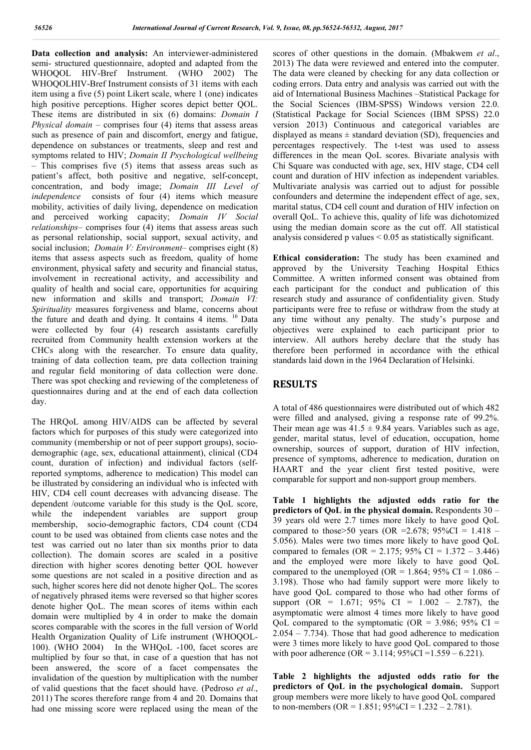**Data collection and analysis:** An interviewer-administered semi- structured questionnaire, adopted and adapted from the WHOQOL HIV-Bref Instrument. (WHO 2002) The WHOQOLHIV-Bref Instrument consists of 31 items with each item using a five (5) point Likert scale, where 1 (one) indicates high positive perceptions. Higher scores depict better QOL. These items are distributed in six (6) domains: *Domain I Physical domain* – comprises four (4) items that assess areas such as presence of pain and discomfort, energy and fatigue, dependence on substances or treatments, sleep and rest and symptoms related to HIV; *Domain II Psychological wellbeing* – This comprises five (5) items that assess areas such as patient's affect, both positive and negative, self-concept, concentration, and body image; *Domain III Level of independence* consists of four (4) items which measure mobility, activities of daily living, dependence on medication and perceived working capacity; *Domain IV Social relationships*– comprises four (4) items that assess areas such as personal relationship, social support, sexual activity, and social inclusion; *Domain V: Environment*– comprises eight (8) items that assess aspects such as freedom, quality of home environment, physical safety and security and financial status, involvement in recreational activity, and accessibility and quality of health and social care, opportunities for acquiring new information and skills and transport; *Domain VI: Spirituality* measures forgiveness and blame, concerns about the future and death and dying. It contains 4 items. [16] Data were collected by four (4) research assistants carefully recruited from Community health extension workers at the CHCs along with the researcher. To ensure data quality, training of data collection team, pre data collection training and regular field monitoring of data collection were done. There was spot checking and reviewing of the completeness of questionnaires during and at the end of each data collection day.

The HRQoL among HIV/AIDS can be affected by several factors which for purposes of this study were categorized into community (membership or not of peer support groups), socio-demographic (age, sex, educational attainment), clinical (CD4 count, duration of infection) and individual factors (self-reported symptoms, adherence to medication) This model can be illustrated by considering an individual who is infected with HIV, CD4 cell count decreases with advancing disease. The dependent /outcome variable for this study is the QoL score, while the independent variables are support group membership, socio-demographic factors, CD4 count (CD4 count to be used was obtained from clients case notes and the test was carried out no later than six months prior to data collection). The domain scores are scaled in a positive direction with higher scores denoting better QOL however some questions are not scaled in a positive direction and as such, higher scores here did not denote higher QoL. The scores of negatively phrased items were reversed so that higher scores denote higher QoL. The mean scores of items within each domain were multiplied by 4 in order to make the domain scores comparable with the scores in the full version of World Health Organization Quality of Life instrument (WHOQOL-100). (WHO 2004) In the WHQoL -100, facet scores are multiplied by four so that, in case of a question that has not been answered, the score of a facet compensates the invalidation of the question by multiplication with the number of valid questions that the facet should have. (Pedroso *et al*., 2011) The scores therefore range from 4 and 20. Domains that had one missing score were replaced using the mean of the scores of other questions in the domain. (Mbakwem *et al*., 2013) The data were reviewed and entered into the computer. The data were cleaned by checking for any data collection or coding errors. Data entry and analysis was carried out with the aid of International Business Machines –Statistical Package for the Social Sciences (IBM-SPSS) Windows version 22.0. (Statistical Package for Social Sciences (IBM SPSS) 22.0 version 2013) Continuous and categorical variables are displayed as means ± standard deviation (SD), frequencies and percentages respectively. The t-test was used to assess differences in the mean QoL scores. Bivariate analysis with Chi Square was conducted with age, sex, HIV stage, CD4 cell count and duration of HIV infection as independent variables. Multivariate analysis was carried out to adjust for possible confounders and determine the independent effect of age, sex, marital status, CD4 cell count and duration of HIV infection on overall QoL. To achieve this, quality of life was dichotomized using the median domain score as the cut off. All statistical analysis considered p values < 0.05 as statistically significant.

**Ethical consideration:** The study has been examined and approved by the University Teaching Hospital Ethics Committee. A written informed consent was obtained from each participant for the conduct and publication of this research study and assurance of confidentiality given. Study participants were free to refuse or withdraw from the study at any time without any penalty. The study's purpose and objectives were explained to each participant prior to interview. All authors hereby declare that the study has therefore been performed in accordance with the ethical standards laid down in the 1964 Declaration of Helsinki.

## RESULTS

A total of 486 questionnaires were distributed out of which 482 were filled and analysed, giving a response rate of 99.2%. Their mean age was 41.5 ± 9.84 years. Variables such as age, gender, marital status, level of education, occupation, home ownership, sources of support, duration of HIV infection, presence of symptoms, adherence to medication, duration on HAART and the year client first tested positive, were comparable for support and non-support group members.

**Table 1 highlights the adjusted odds ratio for the predictors of QoL in the physical domain.** Respondents 30 – 39 years old were 2.7 times more likely to have good QoL compared to those>50 years (OR =2.678; 95%CI = 1.418 – 5.056). Males were two times more likely to have good QoL compared to females (OR = 2.175; 95% CI = 1.372 – 3.446) and the employed were more likely to have good QoL compared to the unemployed (OR = 1.864; 95% CI = 1.086 – 3.198). Those who had family support were more likely to have good QoL compared to those who had other forms of support (OR = 1.671; 95% CI = 1.002 – 2.787), the asymptomatic were almost 4 times more likely to have good QoL compared to the symptomatic (OR = 3.986; 95% CI = 2.054 – 7.734). Those that had good adherence to medication were 3 times more likely to have good QoL compared to those with poor adherence (OR = 3.114; 95%CI =1.559 – 6.221).

**Table 2 highlights the adjusted odds ratio for the predictors of QoL in the psychological domain.** Support group members were more likely to have good QoL compared to non-members (OR = 1.851; 95%CI = 1.232 – 2.781).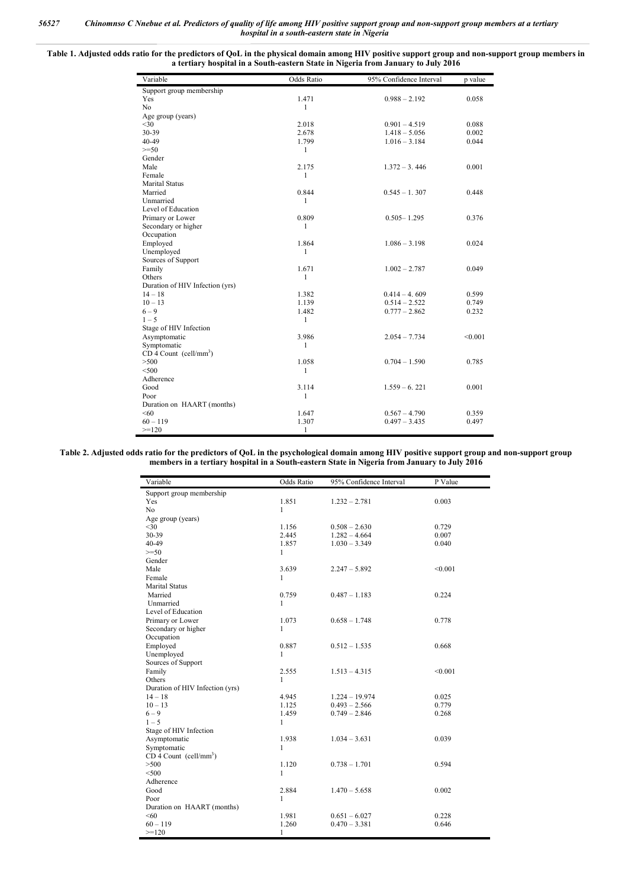**Table 1. Adjusted odds ratio for the predictors of QoL in the physical domain among HIV positive support group and non-support group members in a tertiary hospital in a South-eastern State in Nigeria from January to July 2016**

| Variable | Odds Ratio | 95% Confidence Interval | p value |
|---|---|---|---|
| Support group membership | | | |
| Yes | 1.471 | 0.988 – 2.192 | 0.058 |
| No | 1 | | |
| Age group (years) | | | |
| <30 | 2.018 | 0.901 – 4.519 | 0.088 |
| 30-39 | 2.678 | 1.418 – 5.056 | 0.002 |
| 40-49 | 1.799 | 1.016 – 3.184 | 0.044 |
| >=50 | 1 | | |
| Gender | | | |
| Male | 2.175 | 1.372 – 3. 446 | 0.001 |
| Female | 1 | | |
| Marital Status | | | |
| Married | 0.844 | 0.545 – 1. 307 | 0.448 |
| Unmarried | 1 | | |
| Level of Education | | | |
| Primary or Lower | 0.809 | 0.505– 1.295 | 0.376 |
| Secondary or higher | 1 | | |
| Occupation | | | |
| Employed | 1.864 | 1.086 – 3.198 | 0.024 |
| Unemployed | 1 | | |
| Sources of Support | | | |
| Family | 1.671 | 1.002 – 2.787 | 0.049 |
| Others | 1 | | |
| Duration of HIV Infection (yrs) | | | |
| 14 – 18 | 1.382 | 0.414 – 4. 609 | 0.599 |
| 10 – 13 | 1.139 | 0.514 – 2.522 | 0.749 |
| 6 – 9 | 1.482 | 0.777 – 2.862 | 0.232 |
| 1 – 5 | 1 | | |
| Stage of HIV Infection | | | |
| Asymptomatic | 3.986 | 2.054 – 7.734 | <0.001 |
| Symptomatic | 1 | | |
| CD 4 Count (cell/mm$^3$) | | | |
| >500 | 1.058 | 0.704 – 1.590 | 0.785 |
| <500 | 1 | | |
| Adherence | | | |
| Good | 3.114 | 1.559 – 6. 221 | 0.001 |
| Poor | 1 | | |
| Duration on HAART (months) | | | |
| <60 | 1.647 | 0.567 – 4.790 | 0.359 |
| 60 – 119 | 1.307 | 0.497 – 3.435 | 0.497 |
| >=120 | 1 | | |

**Table 2. Adjusted odds ratio for the predictors of QoL in the psychological domain among HIV positive support group and non-support group members in a tertiary hospital in a South-eastern State in Nigeria from January to July 2016**

| Variable | Odds Ratio | 95% Confidence Interval | P Value |
|---|---|---|---|
| Support group membership | | | |
| Yes | 1.851 | 1.232 – 2.781 | 0.003 |
| No | 1 | | |
| Age group (years) | | | |
| <30 | 1.156 | 0.508 – 2.630 | 0.729 |
| 30-39 | 2.445 | 1.282 – 4.664 | 0.007 |
| 40-49 | 1.857 | 1.030 – 3.349 | 0.040 |
| >=50 | 1 | | |
| Gender | | | |
| Male | 3.639 | 2.247 – 5.892 | <0.001 |
| Female | 1 | | |
| Marital Status | | | |
| Married | 0.759 | 0.487 – 1.183 | 0.224 |
| Unmarried | 1 | | |
| Level of Education | | | |
| Primary or Lower | 1.073 | 0.658 – 1.748 | 0.778 |
| Secondary or higher | 1 | | |
| Occupation | | | |
| Employed | 0.887 | 0.512 – 1.535 | 0.668 |
| Unemployed | 1 | | |
| Sources of Support | | | |
| Family | 2.555 | 1.513 – 4.315 | <0.001 |
| Others | 1 | | |
| Duration of HIV Infection (yrs) | | | |
| 14 – 18 | 4.945 | 1.224 – 19.974 | 0.025 |
| 10 – 13 | 1.125 | 0.493 – 2.566 | 0.779 |
| 6 – 9 | 1.459 | 0.749 – 2.846 | 0.268 |
| 1 – 5 | 1 | | |
| Stage of HIV Infection | | | |
| Asymptomatic | 1.938 | 1.034 – 3.631 | 0.039 |
| Symptomatic | 1 | | |
| CD 4 Count (cell/mm$^3$) | | | |
| >500 | 1.120 | 0.738 – 1.701 | 0.594 |
| <500 | 1 | | |
| Adherence | | | |
| Good | 2.884 | 1.470 – 5.658 | 0.002 |
| Poor | 1 | | |
| Duration on HAART (months) | | | |
| <60 | 1.981 | 0.651 – 6.027 | 0.228 |
| 60 – 119 | 1.260 | 0.470 – 3.381 | 0.646 |
| >=120 | 1 | | |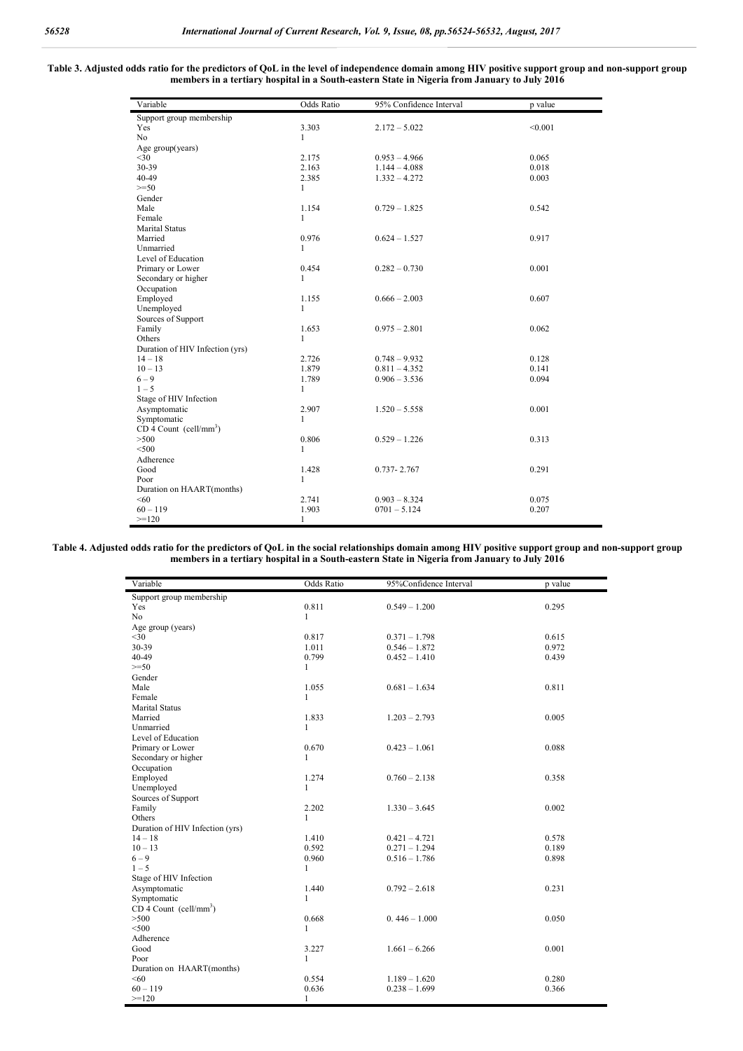**Table 3. Adjusted odds ratio for the predictors of QoL in the level of independence domain among HIV positive support group and non-support group members in a tertiary hospital in a South-eastern State in Nigeria from January to July 2016**

| Variable | Odds Ratio | 95% Confidence Interval | p value |
|---|---|---|---|
| Support group membership | | | |
| Yes | 3.303 | 2.172 – 5.022 | <0.001 |
| No | 1 | | |
| Age group(years) | | | |
| <30 | 2.175 | 0.953 – 4.966 | 0.065 |
| 30-39 | 2.163 | 1.144 – 4.088 | 0.018 |
| 40-49 | 2.385 | 1.332 – 4.272 | 0.003 |
| >=50 | 1 | | |
| Gender | | | |
| Male | 1.154 | 0.729 – 1.825 | 0.542 |
| Female | 1 | | |
| Marital Status | | | |
| Married | 0.976 | 0.624 – 1.527 | 0.917 |
| Unmarried | 1 | | |
| Level of Education | | | |
| Primary or Lower | 0.454 | 0.282 – 0.730 | 0.001 |
| Secondary or higher | 1 | | |
| Occupation | | | |
| Employed | 1.155 | 0.666 – 2.003 | 0.607 |
| Unemployed | 1 | | |
| Sources of Support | | | |
| Family | 1.653 | 0.975 – 2.801 | 0.062 |
| Others | 1 | | |
| Duration of HIV Infection (yrs) | | | |
| 14 – 18 | 2.726 | 0.748 – 9.932 | 0.128 |
| 10 – 13 | 1.879 | 0.811 – 4.352 | 0.141 |
| 6 – 9 | 1.789 | 0.906 – 3.536 | 0.094 |
| 1 – 5 | 1 | | |
| Stage of HIV Infection | | | |
| Asymptomatic | 2.907 | 1.520 – 5.558 | 0.001 |
| Symptomatic | 1 | | |
| CD 4 Count (cell/mm$^3$) | | | |
| >500 | 0.806 | 0.529 – 1.226 | 0.313 |
| <500 | 1 | | |
| Adherence | | | |
| Good | 1.428 | 0.737- 2.767 | 0.291 |
| Poor | 1 | | |
| Duration on HAART(months) | | | |
| <60 | 2.741 | 0.903 – 8.324 | 0.075 |
| 60 – 119 | 1.903 | 0701 – 5.124 | 0.207 |
| >=120 | 1 | | |

**Table 4. Adjusted odds ratio for the predictors of QoL in the social relationships domain among HIV positive support group and non-support group members in a tertiary hospital in a South-eastern State in Nigeria from January to July 2016**

| Variable | Odds Ratio | 95%Confidence Interval | p value |
|---|---|---|---|
| Support group membership | | | |
| Yes | 0.811 | 0.549 – 1.200 | 0.295 |
| No | 1 | | |
| Age group (years) | | | |
| <30 | 0.817 | 0.371 – 1.798 | 0.615 |
| 30-39 | 1.011 | 0.546 – 1.872 | 0.972 |
| 40-49 | 0.799 | 0.452 – 1.410 | 0.439 |
| >=50 | 1 | | |
| Gender | | | |
| Male | 1.055 | 0.681 – 1.634 | 0.811 |
| Female | 1 | | |
| Marital Status | | | |
| Married | 1.833 | 1.203 – 2.793 | 0.005 |
| Unmarried | 1 | | |
| Level of Education | | | |
| Primary or Lower | 0.670 | 0.423 – 1.061 | 0.088 |
| Secondary or higher | 1 | | |
| Occupation | | | |
| Employed | 1.274 | 0.760 – 2.138 | 0.358 |
| Unemployed | 1 | | |
| Sources of Support | | | |
| Family | 2.202 | 1.330 – 3.645 | 0.002 |
| Others | 1 | | |
| Duration of HIV Infection (yrs) | | | |
| 14 – 18 | 1.410 | 0.421 – 4.721 | 0.578 |
| 10 – 13 | 0.592 | 0.271 – 1.294 | 0.189 |
| 6 – 9 | 0.960 | 0.516 – 1.786 | 0.898 |
| 1 – 5 | 1 | | |
| Stage of HIV Infection | | | |
| Asymptomatic | 1.440 | 0.792 – 2.618 | 0.231 |
| Symptomatic | 1 | | |
| CD 4 Count (cell/mm$^3$) | | | |
| >500 | 0.668 | 0. 446 – 1.000 | 0.050 |
| <500 | 1 | | |
| Adherence | | | |
| Good | 3.227 | 1.661 – 6.266 | 0.001 |
| Poor | 1 | | |
| Duration on HAART(months) | | | |
| <60 | 0.554 | 1.189 – 1.620 | 0.280 |
| 60 – 119 | 0.636 | 0.238 – 1.699 | 0.366 |
| >=120 | 1 | | |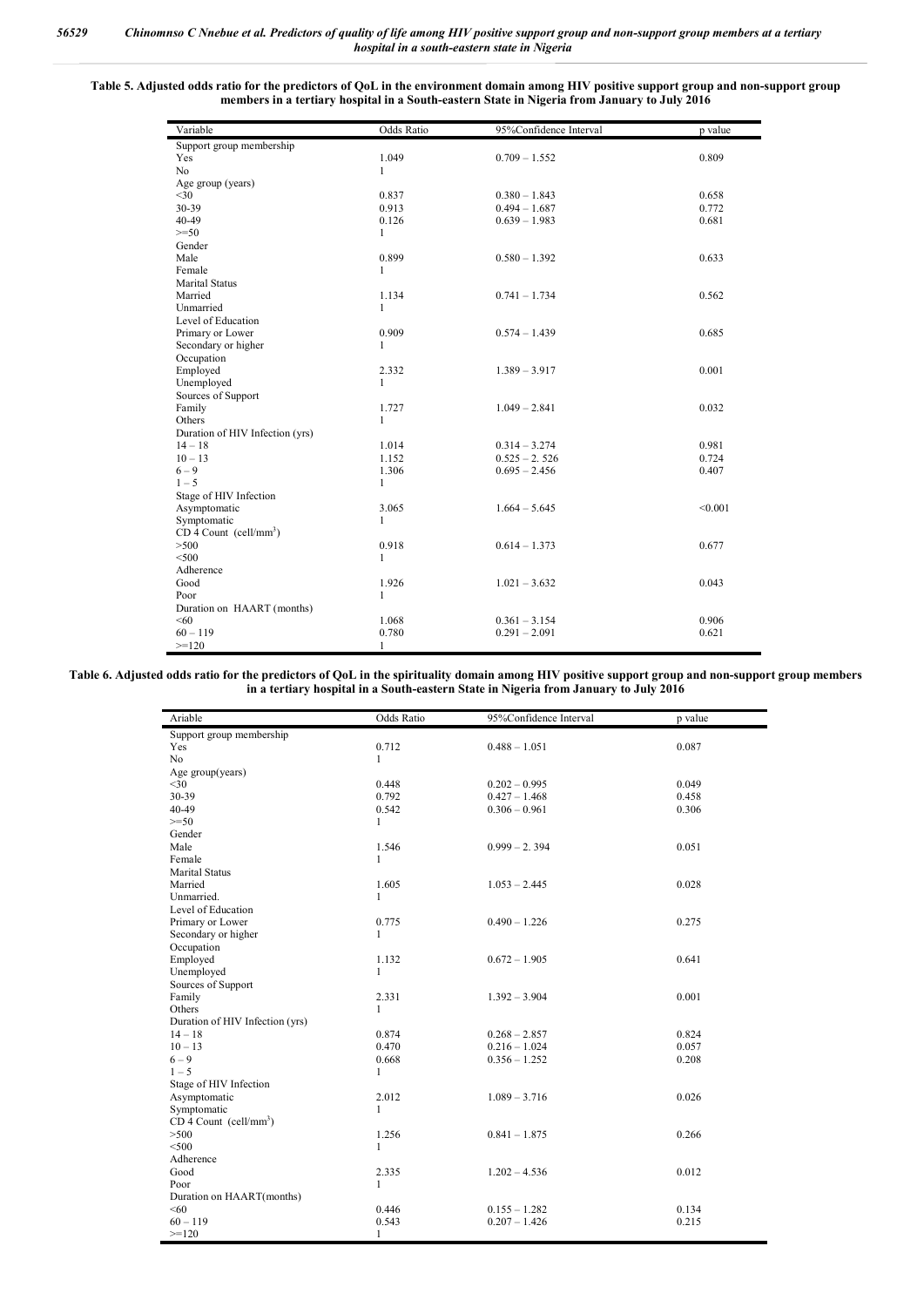**Table 5. Adjusted odds ratio for the predictors of QoL in the environment domain among HIV positive support group and non-support group members in a tertiary hospital in a South-eastern State in Nigeria from January to July 2016**

| Variable | Odds Ratio | 95%Confidence Interval | p value |
|---|---|---|---|
| Support group membership | | | |
| Yes | 1.049 | 0.709 – 1.552 | 0.809 |
| No | 1 | | |
| Age group (years) | | | |
| <30 | 0.837 | 0.380 – 1.843 | 0.658 |
| 30-39 | 0.913 | 0.494 – 1.687 | 0.772 |
| 40-49 | 0.126 | 0.639 – 1.983 | 0.681 |
| >=50 | 1 | | |
| Gender | | | |
| Male | 0.899 | 0.580 – 1.392 | 0.633 |
| Female | 1 | | |
| Marital Status | | | |
| Married | 1.134 | 0.741 – 1.734 | 0.562 |
| Unmarried | 1 | | |
| Level of Education | | | |
| Primary or Lower | 0.909 | 0.574 – 1.439 | 0.685 |
| Secondary or higher | 1 | | |
| Occupation | | | |
| Employed | 2.332 | 1.389 – 3.917 | 0.001 |
| Unemployed | 1 | | |
| Sources of Support | | | |
| Family | 1.727 | 1.049 – 2.841 | 0.032 |
| Others | 1 | | |
| Duration of HIV Infection (yrs) | | | |
| 14 – 18 | 1.014 | 0.314 – 3.274 | 0.981 |
| 10 – 13 | 1.152 | 0.525 – 2. 526 | 0.724 |
| 6 – 9 | 1.306 | 0.695 – 2.456 | 0.407 |
| 1 – 5 | 1 | | |
| Stage of HIV Infection | | | |
| Asymptomatic | 3.065 | 1.664 – 5.645 | <0.001 |
| Symptomatic | 1 | | |
| CD 4 Count (cell/mm$^3$) | | | |
| >500 | 0.918 | 0.614 – 1.373 | 0.677 |
| <500 | 1 | | |
| Adherence | | | |
| Good | 1.926 | 1.021 – 3.632 | 0.043 |
| Poor | 1 | | |
| Duration on HAART (months) | | | |
| <60 | 1.068 | 0.361 – 3.154 | 0.906 |
| 60 – 119 | 0.780 | 0.291 – 2.091 | 0.621 |
| >=120 | 1 | | |

**Table 6. Adjusted odds ratio for the predictors of QoL in the spirituality domain among HIV positive support group and non-support group members in a tertiary hospital in a South-eastern State in Nigeria from January to July 2016**

| Ariable | Odds Ratio | 95%Confidence Interval | p value |
|---|---|---|---|
| Support group membership | | | |
| Yes | 0.712 | 0.488 – 1.051 | 0.087 |
| No | 1 | | |
| Age group(years) | | | |
| <30 | 0.448 | 0.202 – 0.995 | 0.049 |
| 30-39 | 0.792 | 0.427 – 1.468 | 0.458 |
| 40-49 | 0.542 | 0.306 – 0.961 | 0.306 |
| >=50 | 1 | | |
| Gender | | | |
| Male | 1.546 | 0.999 – 2. 394 | 0.051 |
| Female | 1 | | |
| Marital Status | | | |
| Married | 1.605 | 1.053 – 2.445 | 0.028 |
| Unmarried. | 1 | | |
| Level of Education | | | |
| Primary or Lower | 0.775 | 0.490 – 1.226 | 0.275 |
| Secondary or higher | 1 | | |
| Occupation | | | |
| Employed | 1.132 | 0.672 – 1.905 | 0.641 |
| Unemployed | 1 | | |
| Sources of Support | | | |
| Family | 2.331 | 1.392 – 3.904 | 0.001 |
| Others | 1 | | |
| Duration of HIV Infection (yrs) | | | |
| 14 – 18 | 0.874 | 0.268 – 2.857 | 0.824 |
| 10 – 13 | 0.470 | 0.216 – 1.024 | 0.057 |
| 6 – 9 | 0.668 | 0.356 – 1.252 | 0.208 |
| 1 – 5 | 1 | | |
| Stage of HIV Infection | | | |
| Asymptomatic | 2.012 | 1.089 – 3.716 | 0.026 |
| Symptomatic | 1 | | |
| CD 4 Count (cell/mm$^3$) | | | |
| >500 | 1.256 | 0.841 – 1.875 | 0.266 |
| <500 | 1 | | |
| Adherence | | | |
| Good | 2.335 | 1.202 – 4.536 | 0.012 |
| Poor | 1 | | |
| Duration on HAART(months) | | | |
| <60 | 0.446 | 0.155 – 1.282 | 0.134 |
| 60 – 119 | 0.543 | 0.207 – 1.426 | 0.215 |
| >=120 | 1 | | |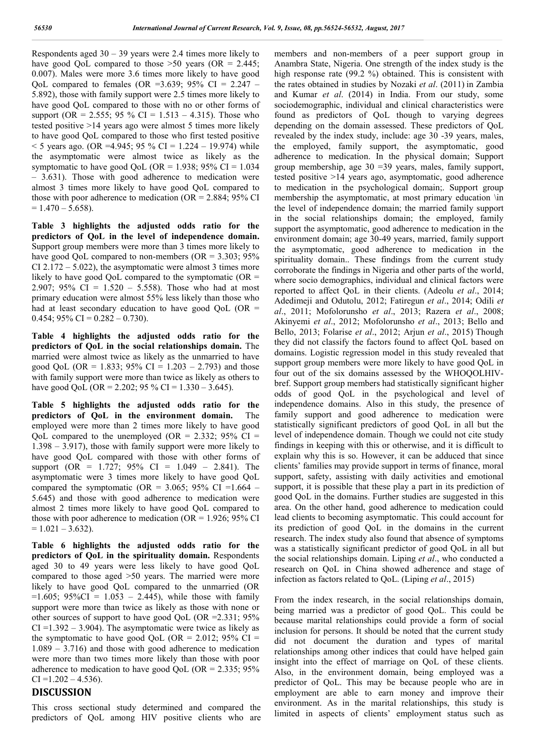Respondents aged 30 – 39 years were 2.4 times more likely to have good QoL compared to those >50 years (OR = 2.445; 0.007). Males were more 3.6 times more likely to have good QoL compared to females (OR =3.639; 95% CI = 2.247 – 5.892), those with family support were 2.5 times more likely to have good QoL compared to those with no or other forms of support (OR = 2.555; 95 % CI = 1.513 – 4.315). Those who tested positive >14 years ago were almost 5 times more likely to have good QoL compared to those who first tested positive < 5 years ago. (OR =4.945; 95 % CI = 1.224 – 19.974) while the asymptomatic were almost twice as likely as the symptomatic to have good QoL (OR = 1.938; 95% CI = 1.034 – 3.631). Those with good adherence to medication were almost 3 times more likely to have good QoL compared to those with poor adherence to medication (OR = 2.884; 95% CI = 1.470 – 5.658).

**Table 3 highlights the adjusted odds ratio for the predictors of QoL in the level of independence domain.** Support group members were more than 3 times more likely to have good QoL compared to non-members (OR = 3.303; 95% CI 2.172 – 5.022), the asymptomatic were almost 3 times more likely to have good QoL compared to the symptomatic (OR = 2.907; 95% CI = 1.520 – 5.558). Those who had at most primary education were almost 55% less likely than those who had at least secondary education to have good QoL (OR = 0.454; 95% CI = 0.282 – 0.730).

**Table 4 highlights the adjusted odds ratio for the predictors of QoL in the social relationships domain.** The married were almost twice as likely as the unmarried to have good QoL (OR = 1.833; 95% CI = 1.203 – 2.793) and those with family support were more than twice as likely as others to have good QoL (OR = 2.202; 95 % CI = 1.330 – 3.645).

**Table 5 highlights the adjusted odds ratio for the predictors of QoL in the environment domain.** The employed were more than 2 times more likely to have good QoL compared to the unemployed (OR = 2.332; 95% CI = 1.398 – 3.917), those with family support were more likely to have good QoL compared with those with other forms of support (OR = 1.727; 95% CI = 1.049 – 2.841). The asymptomatic were 3 times more likely to have good QoL compared the symptomatic (OR = 3.065; 95% CI =1.664 – 5.645) and those with good adherence to medication were almost 2 times more likely to have good QoL compared to those with poor adherence to medication (OR = 1.926; 95% CI = 1.021 – 3.632).

**Table 6 highlights the adjusted odds ratio for the predictors of QoL in the spirituality domain.** Respondents aged 30 to 49 years were less likely to have good QoL compared to those aged >50 years. The married were more likely to have good QoL compared to the unmarried (OR =1.605; 95%CI = 1.053 – 2.445), while those with family support were more than twice as likely as those with none or other sources of support to have good QoL (OR =2.331; 95% CI =1.392 – 3.904). The asymptomatic were twice as likely as the symptomatic to have good QoL (OR = 2.012; 95% CI = 1.089 – 3.716) and those with good adherence to medication were more than two times more likely than those with poor adherence to medication to have good QoL (OR = 2.335; 95% CI =1.202 – 4.536).

## DISCUSSION

This cross sectional study determined and compared the predictors of QoL among HIV positive clients who are members and non-members of a peer support group in Anambra State, Nigeria. One strength of the index study is the high response rate (99.2 %) obtained. This is consistent with the rates obtained in studies by Nozaki *et al*. (2011) in Zambia and Kumar *et al*. (2014) in India. From our study, some sociodemographic, individual and clinical characteristics were found as predictors of QoL though to varying degrees depending on the domain assessed. These predictors of QoL revealed by the index study, include: age 30 -39 years, males, the employed, family support, the asymptomatic, good adherence to medication. In the physical domain; Support group membership, age 30 =39 years, males, family support, tested positive >14 years ago, asymptomatic, good adherence to medication in the psychological domain;. Support group membership the asymptomatic, at most primary education \in the level of independence domain; the married family support in the social relationships domain; the employed, family support the asymptomatic, good adherence to medication in the environment domain; age 30-49 years, married, family support the asymptomatic, good adherence to medication in the spirituality domain.. These findings from the current study corroborate the findings in Nigeria and other parts of the world, where socio demographics, individual and clinical factors were reported to affect QoL in their clients. (Adeolu *et al*., 2014; Adedimeji and Odutolu, 2012; Fatiregun *et al*., 2014; Odili *et al*., 2011; Mofolorunsho *et al*., 2013; Razera *et al*., 2008; Akinyemi *et al*., 2012; Mofolorunsho *et al*., 2013; Bello and Bello, 2013; Folarise *et al*., 2012; Arjun *et al*., 2015) Though they did not classify the factors found to affect QoL based on domains. Logistic regression model in this study revealed that support group members were more likely to have good QoL in four out of the six domains assessed by the WHOQOLHIV-bref. Support group members had statistically significant higher odds of good QoL in the psychological and level of independence domains. Also in this study, the presence of family support and good adherence to medication were statistically significant predictors of good QoL in all but the level of independence domain. Though we could not cite study findings in keeping with this or otherwise, and it is difficult to explain why this is so. However, it can be adduced that since clients' families may provide support in terms of finance, moral support, safety, assisting with daily activities and emotional support, it is possible that these play a part in its prediction of good QoL in the domains. Further studies are suggested in this area. On the other hand, good adherence to medication could lead clients to becoming asymptomatic. This could account for its prediction of good QoL in the domains in the current research. The index study also found that absence of symptoms was a statistically significant predictor of good QoL in all but the social relationships domain. Liping *et al*., who conducted a research on QoL in China showed adherence and stage of infection as factors related to QoL. (Liping *et al*., 2015)

From the index research, in the social relationships domain, being married was a predictor of good QoL. This could be because marital relationships could provide a form of social inclusion for persons. It should be noted that the current study did not document the duration and types of marital relationships among other indices that could have helped gain insight into the effect of marriage on QoL of these clients. Also, in the environment domain, being employed was a predictor of QoL. This may be because people who are in employment are able to earn money and improve their environment. As in the marital relationships, this study is limited in aspects of clients' employment status such as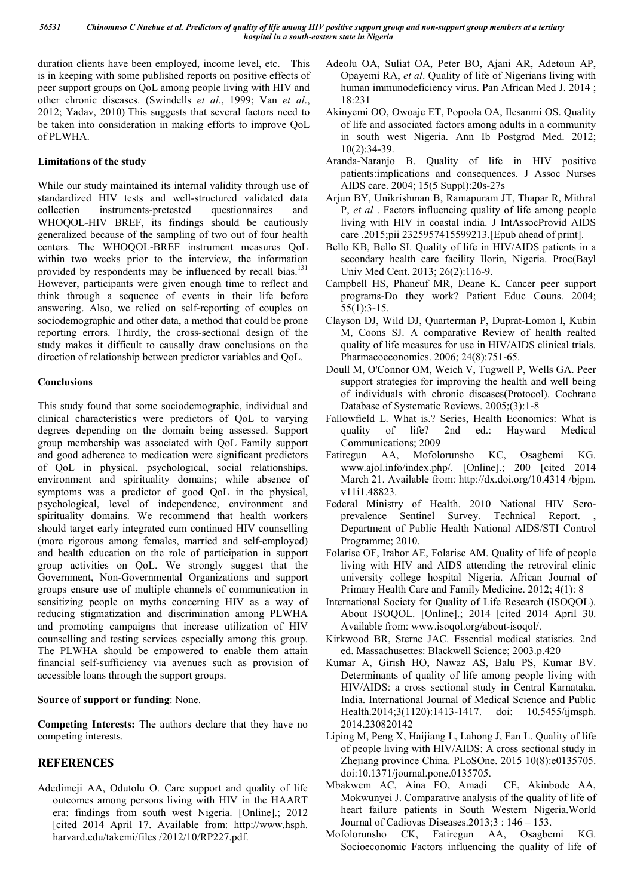duration clients have been employed, income level, etc. This is in keeping with some published reports on positive effects of peer support groups on QoL among people living with HIV and other chronic diseases. (Swindells *et al*., 1999; Van *et al*., 2012; Yadav, 2010) This suggests that several factors need to be taken into consideration in making efforts to improve QoL of PLWHA.

### Limitations of the study

While our study maintained its internal validity through use of standardized HIV tests and well-structured validated data collection instruments-pretested questionnaires and WHOQOL-HIV BREF, its findings should be cautiously generalized because of the sampling of two out of four health centers. The WHOQOL-BREF instrument measures QoL within two weeks prior to the interview, the information provided by respondents may be influenced by recall bias.[131] However, participants were given enough time to reflect and think through a sequence of events in their life before answering. Also, we relied on self-reporting of couples on sociodemographic and other data, a method that could be prone reporting errors. Thirdly, the cross-sectional design of the study makes it difficult to causally draw conclusions on the direction of relationship between predictor variables and QoL.

### Conclusions

This study found that some sociodemographic, individual and clinical characteristics were predictors of QoL to varying degrees depending on the domain being assessed. Support group membership was associated with QoL Family support and good adherence to medication were significant predictors of QoL in physical, psychological, social relationships, environment and spirituality domains; while absence of symptoms was a predictor of good QoL in the physical, psychological, level of independence, environment and spirituality domains. We recommend that health workers should target early integrated cum continued HIV counselling (more rigorous among females, married and self-employed) and health education on the role of participation in support group activities on QoL. We strongly suggest that the Government, Non-Governmental Organizations and support groups ensure use of multiple channels of communication in sensitizing people on myths concerning HIV as a way of reducing stigmatization and discrimination among PLWHA and promoting campaigns that increase utilization of HIV counselling and testing services especially among this group. The PLWHA should be empowered to enable them attain financial self-sufficiency via avenues such as provision of accessible loans through the support groups.

**Source of support or funding**: None.

**Competing Interests:** The authors declare that they have no competing interests.

## REFERENCES

Adedimeji AA, Odutolu O. Care support and quality of life outcomes among persons living with HIV in the HAART era: findings from south west Nigeria. [Online].; 2012 [cited 2014 April 17. Available from: http://www.hsph.harvard.edu/takemi/files /2012/10/RP227.pdf.

Adeolu OA, Suliat OA, Peter BO, Ajani AR, Adetoun AP, Opayemi RA, *et al*. Quality of life of Nigerians living with human immunodeficiency virus. Pan African Med J. 2014 ; 18:231

Akinyemi OO, Owoaje ET, Popoola OA, Ilesanmi OS. Quality of life and associated factors among adults in a community in south west Nigeria. Ann Ib Postgrad Med. 2012; 10(2):34-39.

Aranda-Naranjo B. Quality of life in HIV positive patients:implications and consequences. J Assoc Nurses AIDS care. 2004; 15(5 Suppl):20s-27s

Arjun BY, Unikrishman B, Ramapuram JT, Thapar R, Mithral P, *et al* . Factors influencing quality of life among people living with HIV in coastal india. J IntAssocProvid AIDS care .2015;pii 2325957415599213.[Epub ahead of print].

Bello KB, Bello SI. Quality of life in HIV/AIDS patients in a secondary health care facility Ilorin, Nigeria. Proc(Bayl Univ Med Cent. 2013; 26(2):116-9.

Campbell HS, Phaneuf MR, Deane K. Cancer peer support programs-Do they work? Patient Educ Couns. 2004; 55(1):3-15.

Clayson DJ, Wild DJ, Quarterman P, Duprat-Lomon I, Kubin M, Coons SJ. A comparative Review of health realted quality of life measures for use in HIV/AIDS clinical trials. Pharmacoeconomics. 2006; 24(8):751-65.

Doull M, O'Connor OM, Weich V, Tugwell P, Wells GA. Peer support strategies for improving the health and well being of individuals with chronic diseases(Protocol). Cochrane Database of Systematic Reviews. 2005;(3):1-8

Fallowfield L. What is.? Series, Health Economics: What is quality of life? 2nd ed.: Hayward Medical Communications; 2009

Fatiregun AA, Mofolorunsho KC, Osagbemi KG. www.ajol.info/index.php/. [Online].; 200 [cited 2014 March 21. Available from: http://dx.doi.org/10.4314 /bjpm. v11i1.48823.

Federal Ministry of Health. 2010 National HIV Sero-prevalence Sentinel Survey. Technical Report. , Department of Public Health National AIDS/STI Control Programme; 2010.

Folarise OF, Irabor AE, Folarise AM. Quality of life of people living with HIV and AIDS attending the retroviral clinic university college hospital Nigeria. African Journal of Primary Health Care and Family Medicine. 2012; 4(1): 8

International Society for Quality of Life Research (ISOQOL). About ISOQOL. [Online].; 2014 [cited 2014 April 30. Available from: www.isoqol.org/about-isoqol/.

Kirkwood BR, Sterne JAC. Essential medical statistics. 2nd ed. Massachusettes: Blackwell Science; 2003.p.420

Kumar A, Girish HO, Nawaz AS, Balu PS, Kumar BV. Determinants of quality of life among people living with HIV/AIDS: a cross sectional study in Central Karnataka, India. International Journal of Medical Science and Public Health.2014;3(1120):1413-1417. doi: 10.5455/ijmsph. 2014.230820142

Liping M, Peng X, Haijiang L, Lahong J, Fan L. Quality of life of people living with HIV/AIDS: A cross sectional study in Zhejiang province China. PLoSOne. 2015 10(8):e0135705. doi:10.1371/journal.pone.0135705.

Mbakwem AC, Aina FO, Amadi CE, Akinbode AA, Mokwunyei J. Comparative analysis of the quality of life of heart failure patients in South Western Nigeria.World Journal of Cadiovas Diseases.2013;3 : 146 – 153.

Mofolorunsho CK, Fatiregun AA, Osagbemi KG. Socioeconomic Factors influencing the quality of life of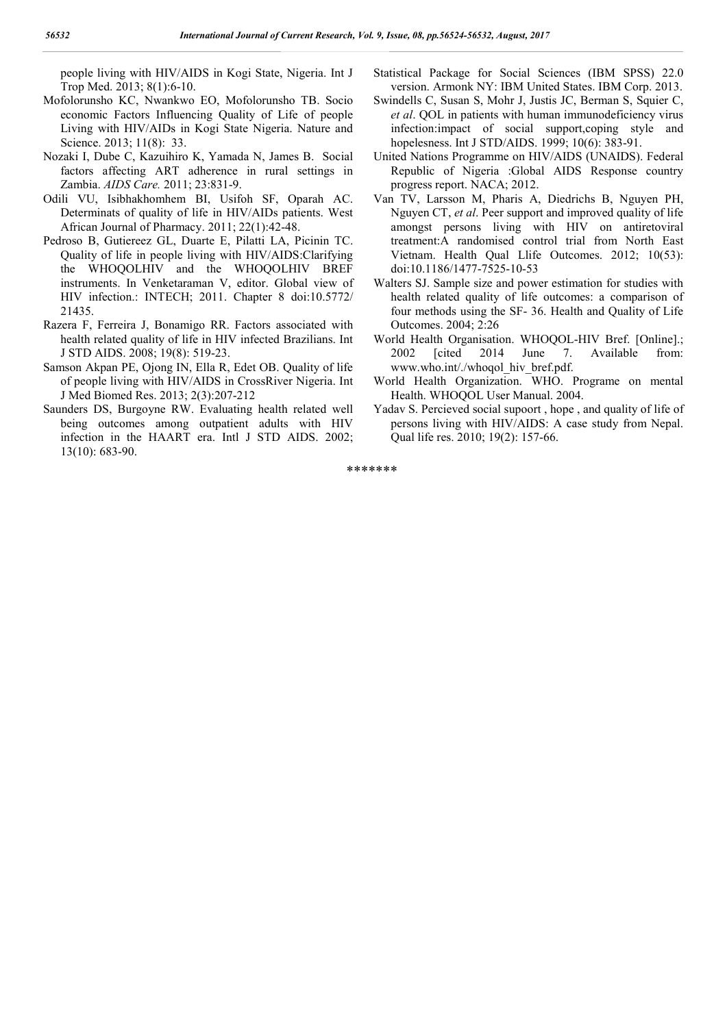people living with HIV/AIDS in Kogi State, Nigeria. Int J Trop Med. 2013; 8(1):6-10.

Mofolorunsho KC, Nwankwo EO, Mofolorunsho TB. Socio economic Factors Influencing Quality of Life of people Living with HIV/AIDs in Kogi State Nigeria. Nature and Science. 2013; 11(8): 33.

Nozaki I, Dube C, Kazuihiro K, Yamada N, James B. Social factors affecting ART adherence in rural settings in Zambia. *AIDS Care.* 2011; 23:831-9.

Odili VU, Isibhakhomhem BI, Usifoh SF, Oparah AC. Determinats of quality of life in HIV/AIDs patients. West African Journal of Pharmacy. 2011; 22(1):42-48.

Pedroso B, Gutiereez GL, Duarte E, Pilatti LA, Picinin TC. Quality of life in people living with HIV/AIDS:Clarifying the WHOQOLHIV and the WHOQOLHIV BREF instruments. In Venketaraman V, editor. Global view of HIV infection.: INTECH; 2011. Chapter 8 doi:10.5772/ 21435.

Razera F, Ferreira J, Bonamigo RR. Factors associated with health related quality of life in HIV infected Brazilians. Int J STD AIDS. 2008; 19(8): 519-23.

Samson Akpan PE, Ojong IN, Ella R, Edet OB. Quality of life of people living with HIV/AIDS in CrossRiver Nigeria. Int J Med Biomed Res. 2013; 2(3):207-212

Saunders DS, Burgoyne RW. Evaluating health related well being outcomes among outpatient adults with HIV infection in the HAART era. Intl J STD AIDS. 2002; 13(10): 683-90.

Statistical Package for Social Sciences (IBM SPSS) 22.0 version. Armonk NY: IBM United States. IBM Corp. 2013.

Swindells C, Susan S, Mohr J, Justis JC, Berman S, Squier C, *et al*. QOL in patients with human immunodeficiency virus infection:impact of social support,coping style and hopelesness. Int J STD/AIDS. 1999; 10(6): 383-91.

United Nations Programme on HIV/AIDS (UNAIDS). Federal Republic of Nigeria :Global AIDS Response country progress report. NACA; 2012.

Van TV, Larsson M, Pharis A, Diedrichs B, Nguyen PH, Nguyen CT, *et al*. Peer support and improved quality of life amongst persons living with HIV on antiretoviral treatment:A randomised control trial from North East Vietnam. Health Qual Llife Outcomes. 2012; 10(53): doi:10.1186/1477-7525-10-53

Walters SJ. Sample size and power estimation for studies with health related quality of life outcomes: a comparison of four methods using the SF- 36. Health and Quality of Life Outcomes. 2004; 2:26

World Health Organisation. WHOQOL-HIV Bref. [Online].; 2002 [cited 2014 June 7. Available from: www.who.int/./whoqol_hiv_bref.pdf.

World Health Organization. WHO. Programe on mental Health. WHOQOL User Manual. 2004.

Yadav S. Percieved social supoort , hope , and quality of life of persons living with HIV/AIDS: A case study from Nepal. Qual life res. 2010; 19(2): 157-66.

*******